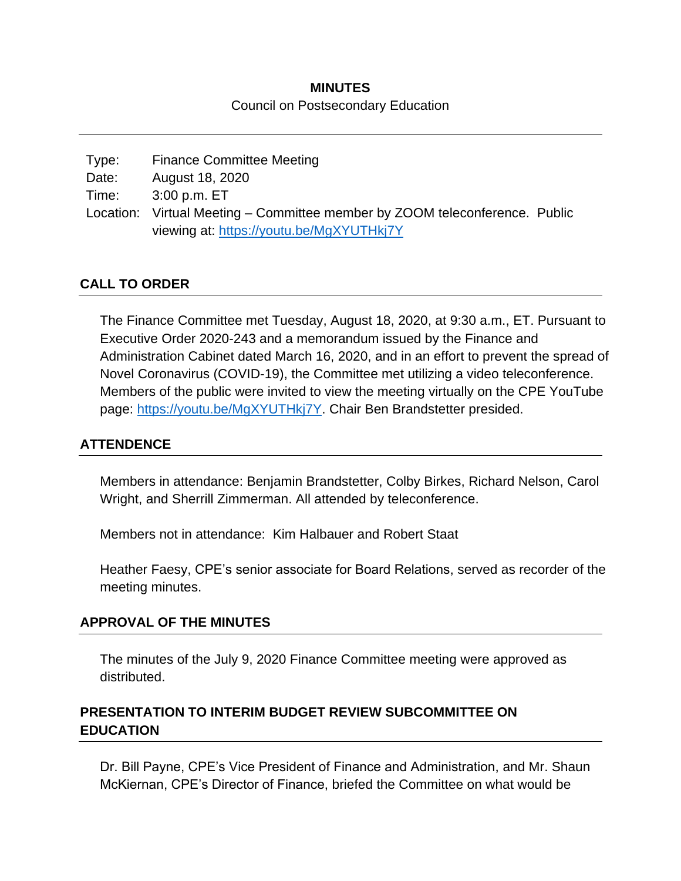**MINUTES**

Council on Postsecondary Education

---

| | |
|---|---|
| Type: | Finance Committee Meeting |
| Date: | August 18, 2020 |
| Time: | 3:00 p.m. ET |
| Location: | Virtual Meeting – Committee member by ZOOM teleconference. Public viewing at: https://youtu.be/MgXYUTHkj7Y |

## CALL TO ORDER

The Finance Committee met Tuesday, August 18, 2020, at 9:30 a.m., ET. Pursuant to Executive Order 2020-243 and a memorandum issued by the Finance and Administration Cabinet dated March 16, 2020, and in an effort to prevent the spread of Novel Coronavirus (COVID-19), the Committee met utilizing a video teleconference. Members of the public were invited to view the meeting virtually on the CPE YouTube page: https://youtu.be/MgXYUTHkj7Y. Chair Ben Brandstetter presided.

## ATTENDENCE

Members in attendance: Benjamin Brandstetter, Colby Birkes, Richard Nelson, Carol Wright, and Sherrill Zimmerman. All attended by teleconference.

Members not in attendance: Kim Halbauer and Robert Staat

Heather Faesy, CPE's senior associate for Board Relations, served as recorder of the meeting minutes.

## APPROVAL OF THE MINUTES

The minutes of the July 9, 2020 Finance Committee meeting were approved as distributed.

## PRESENTATION TO INTERIM BUDGET REVIEW SUBCOMMITTEE ON EDUCATION

Dr. Bill Payne, CPE's Vice President of Finance and Administration, and Mr. Shaun McKiernan, CPE's Director of Finance, briefed the Committee on what would be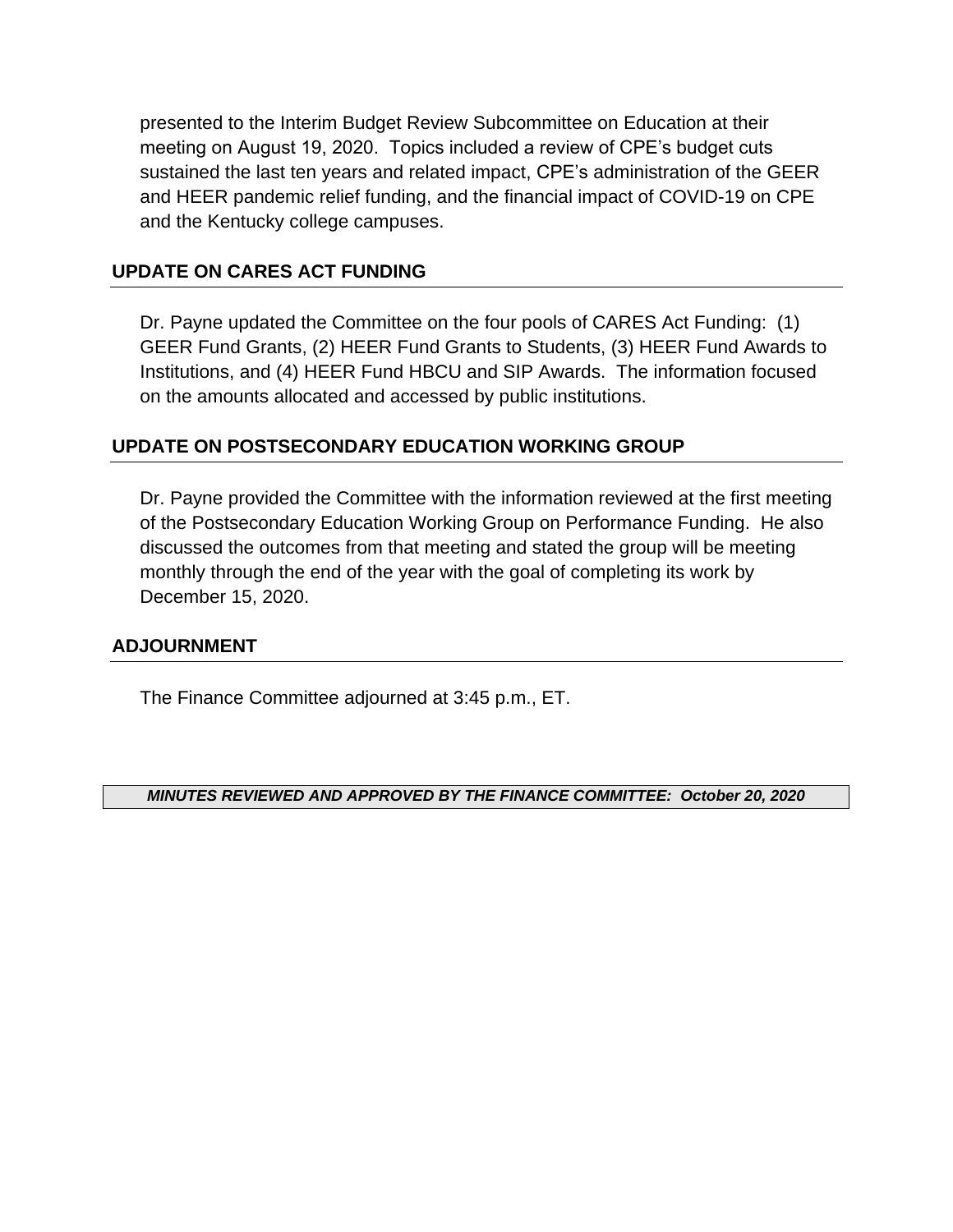presented to the Interim Budget Review Subcommittee on Education at their meeting on August 19, 2020. Topics included a review of CPE's budget cuts sustained the last ten years and related impact, CPE's administration of the GEER and HEER pandemic relief funding, and the financial impact of COVID-19 on CPE and the Kentucky college campuses.

## UPDATE ON CARES ACT FUNDING

Dr. Payne updated the Committee on the four pools of CARES Act Funding: (1) GEER Fund Grants, (2) HEER Fund Grants to Students, (3) HEER Fund Awards to Institutions, and (4) HEER Fund HBCU and SIP Awards. The information focused on the amounts allocated and accessed by public institutions.

## UPDATE ON POSTSECONDARY EDUCATION WORKING GROUP

Dr. Payne provided the Committee with the information reviewed at the first meeting of the Postsecondary Education Working Group on Performance Funding. He also discussed the outcomes from that meeting and stated the group will be meeting monthly through the end of the year with the goal of completing its work by December 15, 2020.

## ADJOURNMENT

The Finance Committee adjourned at 3:45 p.m., ET.

***MINUTES REVIEWED AND APPROVED BY THE FINANCE COMMITTEE: October 20, 2020***